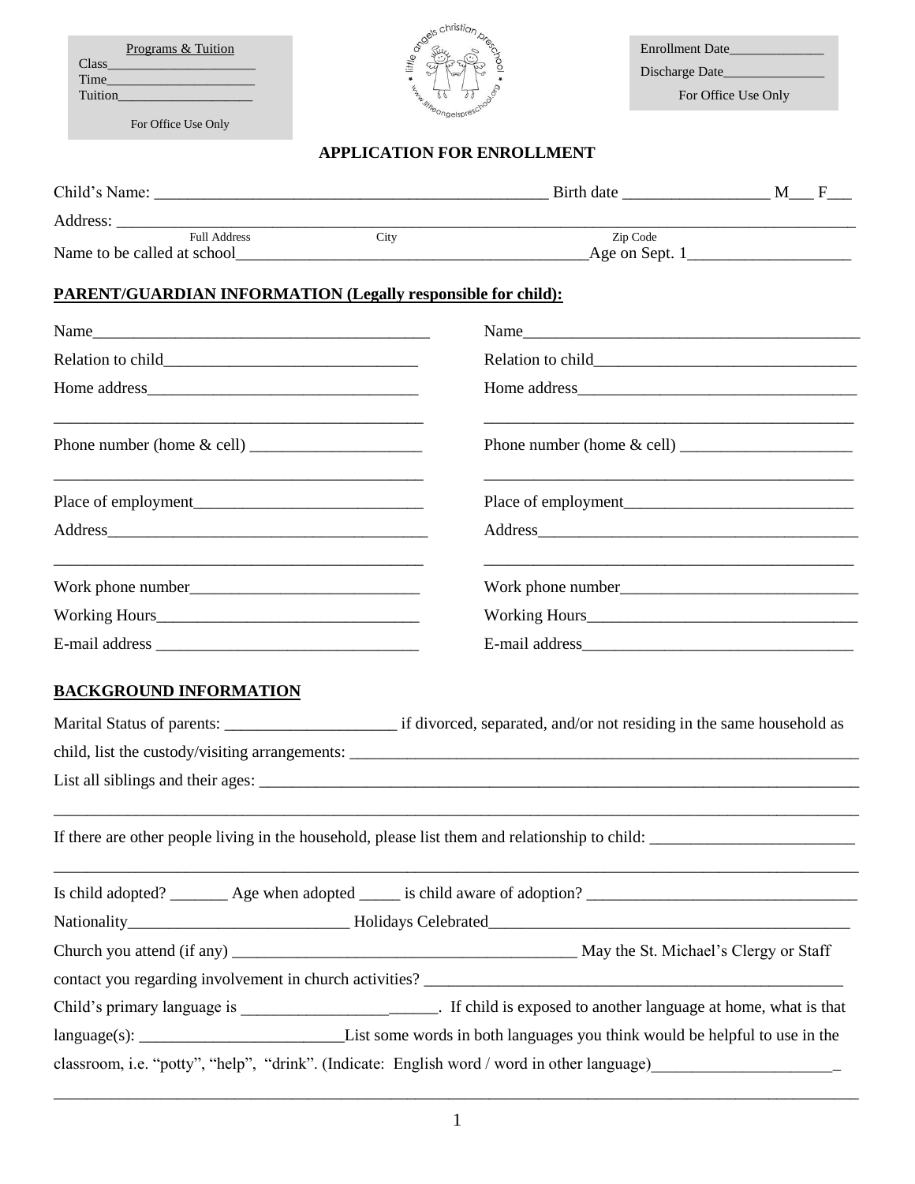Programs & Tuition
Class______________________
Time______________________
Tuition____________________

For Office Use Only

Enrollment Date______________
Discharge Date_______________
For Office Use Only

## APPLICATION FOR ENROLLMENT

Child's Name: _______________________________________________ Birth date _________________ M___ F___

Address: ___________________________________________________________________________________
Full Address City Zip Code

Name to be called at school__________________________________________Age on Sept. 1___________________

**PARENT/GUARDIAN INFORMATION (Legally responsible for child):**

Name_________________________________________

Relation to child______________________________

Home address_________________________________

_____________________________________________

Phone number (home & cell) ____________________

_____________________________________________

Place of employment___________________________

Address______________________________________

_____________________________________________

Work phone number___________________________

Working Hours_______________________________

E-mail address _______________________________

Name_________________________________________

Relation to child______________________________

Home address_________________________________

_____________________________________________

Phone number (home & cell) ____________________

_____________________________________________

Place of employment___________________________

Address______________________________________

_____________________________________________

Work phone number___________________________

Working Hours_______________________________

E-mail address_______________________________

**BACKGROUND INFORMATION**

Marital Status of parents: _____________________ if divorced, separated, and/or not residing in the same household as child, list the custody/visiting arrangements: ____________________________________________________________

List all siblings and their ages: __________________________________________________________________________

_____________________________________________________________________________________________

If there are other people living in the household, please list them and relationship to child: ________________________

_____________________________________________________________________________________________

Is child adopted? _______ Age when adopted _____ is child aware of adoption? _________________________________

Nationality___________________________ Holidays Celebrated____________________________________________

Church you attend (if any) __________________________________________ May the St. Michael's Clergy or Staff contact you regarding involvement in church activities? __________________________________________________

Child's primary language is _________________ ______. If child is exposed to another language at home, what is that language(s): _________________________List some words in both languages you think would be helpful to use in the classroom, i.e. "potty", "help", "drink". (Indicate: English word / word in other language)______________________

_____________________________________________________________________________________________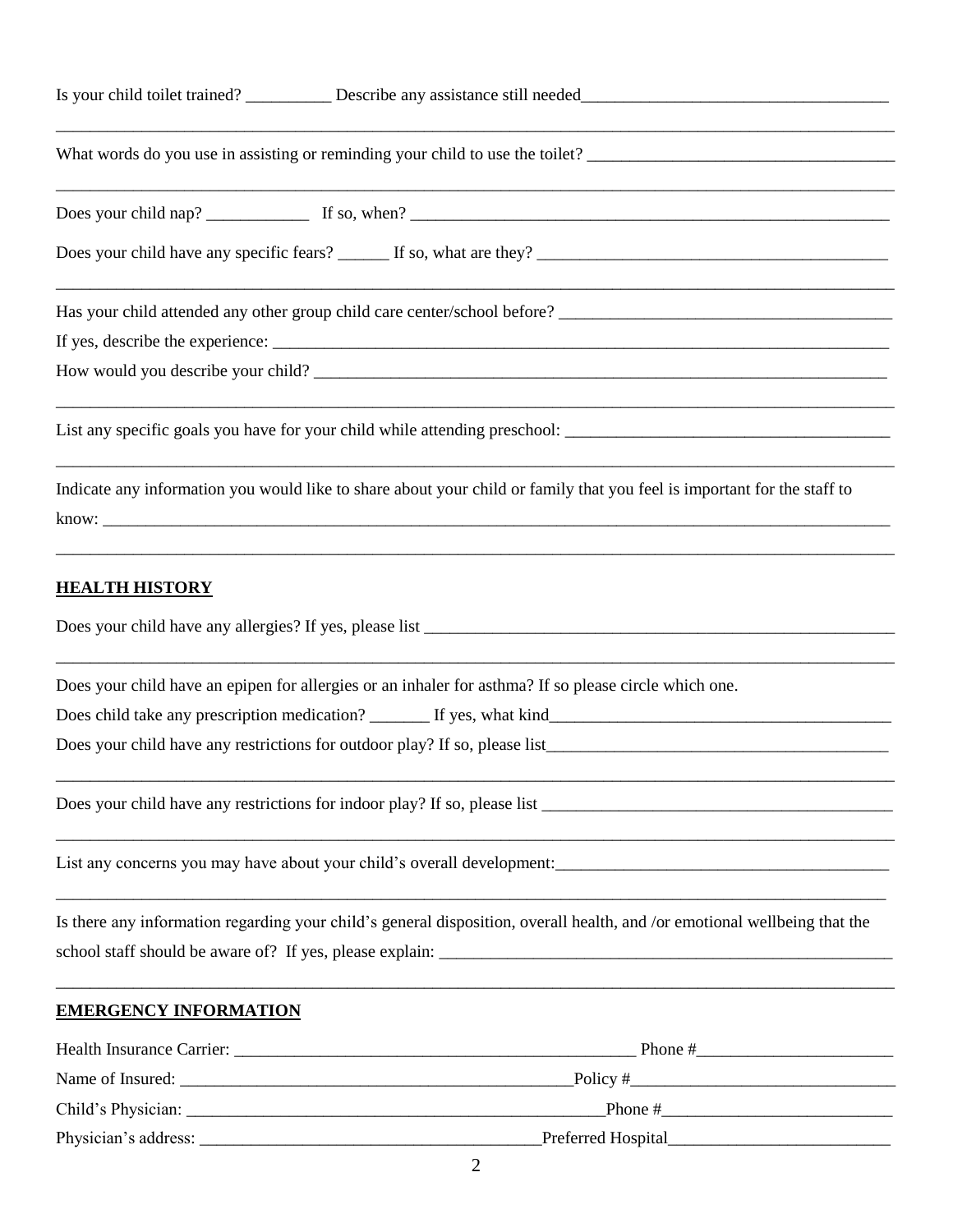Is your child toilet trained? __________ Describe any assistance still needed___________________________________

_____________________________________________________________________________________________

What words do you use in assisting or reminding your child to use the toilet? ___________________________________

_____________________________________________________________________________________________

Does your child nap? ____________ If so, when? ___________________________________________________________

Does your child have any specific fears? ______ If so, what are they? ________________________________________

_____________________________________________________________________________________________

Has your child attended any other group child care center/school before? ______________________________________

If yes, describe the experience: _______________________________________________________________________

How would you describe your child? ___________________________________________________________________

_____________________________________________________________________________________________

List any specific goals you have for your child while attending preschool: ______________________________________

_____________________________________________________________________________________________

Indicate any information you would like to share about your child or family that you feel is important for the staff to know: ______________________________________________________________________________________

_____________________________________________________________________________________________

## HEALTH HISTORY

Does your child have any allergies? If yes, please list _________________________________________________________

_____________________________________________________________________________________________

Does your child have an epipen for allergies or an inhaler for asthma? If so please circle which one.

Does child take any prescription medication? _______ If yes, what kind________________________________________

Does your child have any restrictions for outdoor play? If so, please list_______________________________________

_____________________________________________________________________________________________

Does your child have any restrictions for indoor play? If so, please list ________________________________________

_____________________________________________________________________________________________

List any concerns you may have about your child's overall development:_______________________________________

_____________________________________________________________________________________________

Is there any information regarding your child's general disposition, overall health, and /or emotional wellbeing that the school staff should be aware of? If yes, please explain: _______________________________________________________

_____________________________________________________________________________________________

## EMERGENCY INFORMATION

Health Insurance Carrier: ________________________________________________ Phone #_______________________

Name of Insured: _____________________________________________Policy #_______________________________

Child's Physician: ________________________________________________Phone #___________________________

Physician's address: ______________________________________Preferred Hospital__________________________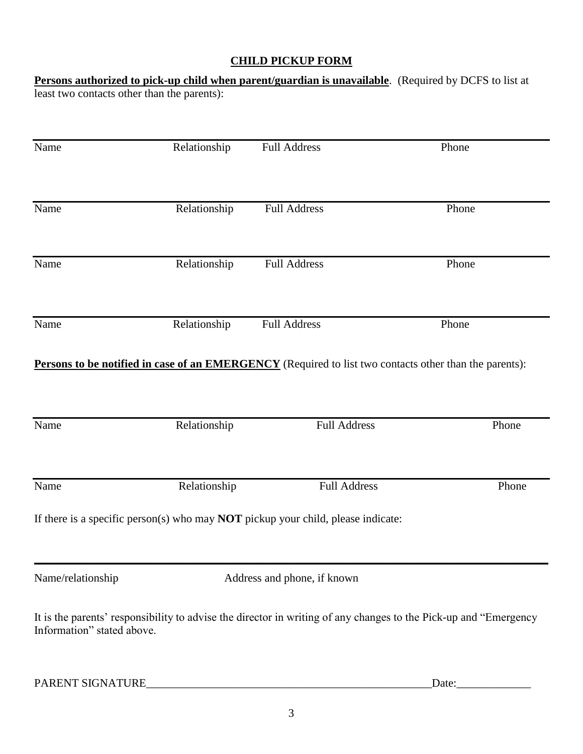## CHILD PICKUP FORM

**Persons authorized to pick-up child when parent/guardian is unavailable**. (Required by DCFS to list at least two contacts other than the parents):

| Name | Relationship | Full Address | Phone |
|---|---|---|---|
| | | | |

| Name | Relationship | Full Address | Phone |
|---|---|---|---|
| | | | |

| Name | Relationship | Full Address | Phone |
|---|---|---|---|
| | | | |

| Name | Relationship | Full Address | Phone |
|---|---|---|---|
| | | | |

**Persons to be notified in case of an EMERGENCY** (Required to list two contacts other than the parents):

| Name | Relationship | Full Address | Phone |
|---|---|---|---|
| | | | |

| Name | Relationship | Full Address | Phone |
|---|---|---|---|
| | | | |

If there is a specific person(s) who may **NOT** pickup your child, please indicate:

| Name/relationship | Address and phone, if known |
|---|---|
| | |

It is the parents' responsibility to advise the director in writing of any changes to the Pick-up and "Emergency Information" stated above.

PARENT SIGNATURE\_\_\_\_\_\_\_\_\_\_\_\_\_\_\_\_\_\_\_\_\_\_\_\_\_\_\_\_\_\_\_\_\_\_\_\_\_\_\_\_\_\_\_\_\_\_\_\_\_\_Date:\_\_\_\_\_\_\_\_\_\_\_\_\_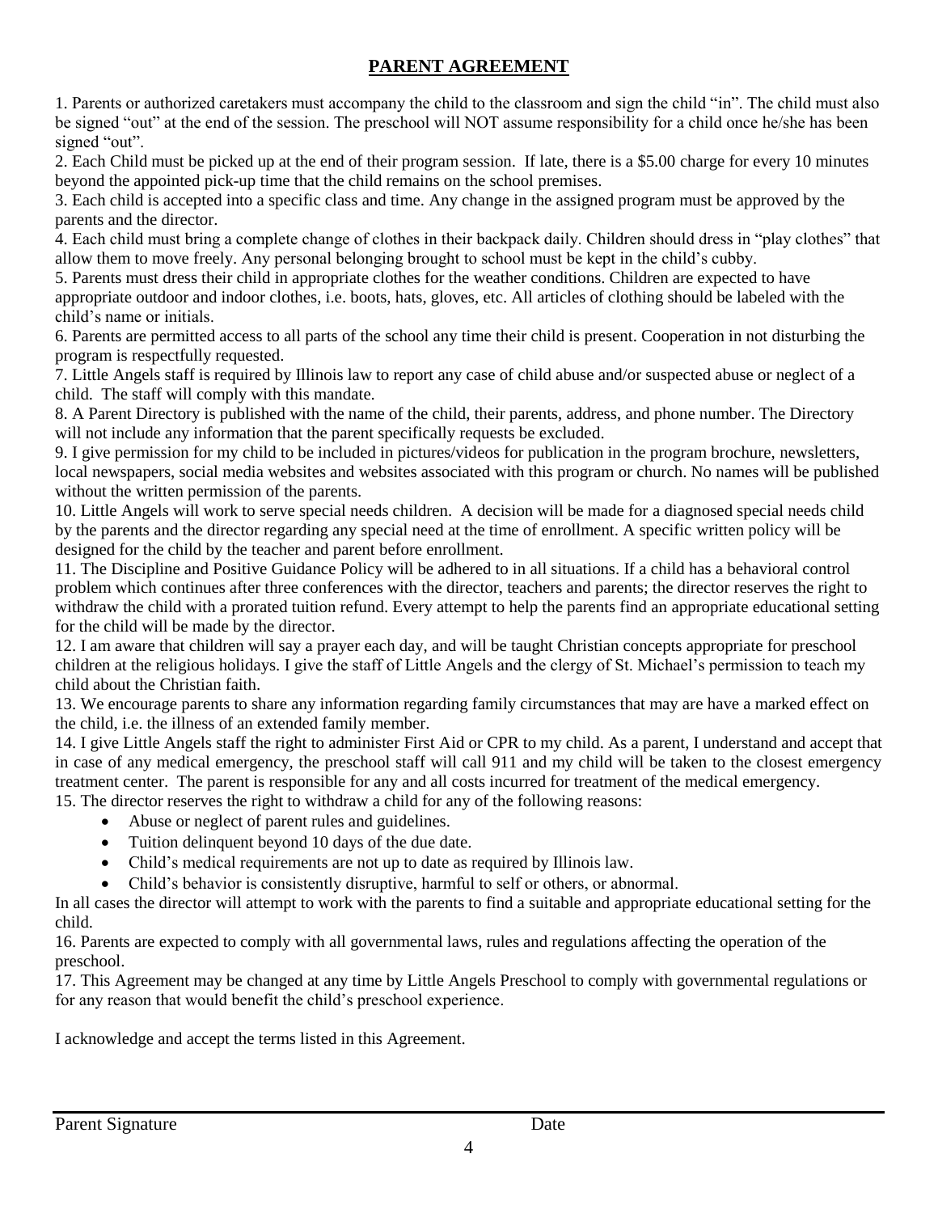## PARENT AGREEMENT

1. Parents or authorized caretakers must accompany the child to the classroom and sign the child "in". The child must also be signed "out" at the end of the session. The preschool will NOT assume responsibility for a child once he/she has been signed "out".
2. Each Child must be picked up at the end of their program session. If late, there is a $5.00 charge for every 10 minutes beyond the appointed pick-up time that the child remains on the school premises.
3. Each child is accepted into a specific class and time. Any change in the assigned program must be approved by the parents and the director.
4. Each child must bring a complete change of clothes in their backpack daily. Children should dress in "play clothes" that allow them to move freely. Any personal belonging brought to school must be kept in the child's cubby.
5. Parents must dress their child in appropriate clothes for the weather conditions. Children are expected to have appropriate outdoor and indoor clothes, i.e. boots, hats, gloves, etc. All articles of clothing should be labeled with the child's name or initials.
6. Parents are permitted access to all parts of the school any time their child is present. Cooperation in not disturbing the program is respectfully requested.
7. Little Angels staff is required by Illinois law to report any case of child abuse and/or suspected abuse or neglect of a child. The staff will comply with this mandate.
8. A Parent Directory is published with the name of the child, their parents, address, and phone number. The Directory will not include any information that the parent specifically requests be excluded.
9. I give permission for my child to be included in pictures/videos for publication in the program brochure, newsletters, local newspapers, social media websites and websites associated with this program or church. No names will be published without the written permission of the parents.
10. Little Angels will work to serve special needs children. A decision will be made for a diagnosed special needs child by the parents and the director regarding any special need at the time of enrollment. A specific written policy will be designed for the child by the teacher and parent before enrollment.
11. The Discipline and Positive Guidance Policy will be adhered to in all situations. If a child has a behavioral control problem which continues after three conferences with the director, teachers and parents; the director reserves the right to withdraw the child with a prorated tuition refund. Every attempt to help the parents find an appropriate educational setting for the child will be made by the director.
12. I am aware that children will say a prayer each day, and will be taught Christian concepts appropriate for preschool children at the religious holidays. I give the staff of Little Angels and the clergy of St. Michael's permission to teach my child about the Christian faith.
13. We encourage parents to share any information regarding family circumstances that may are have a marked effect on the child, i.e. the illness of an extended family member.
14. I give Little Angels staff the right to administer First Aid or CPR to my child. As a parent, I understand and accept that in case of any medical emergency, the preschool staff will call 911 and my child will be taken to the closest emergency treatment center. The parent is responsible for any and all costs incurred for treatment of the medical emergency.
15. The director reserves the right to withdraw a child for any of the following reasons:
    - Abuse or neglect of parent rules and guidelines.
    - Tuition delinquent beyond 10 days of the due date.
    - Child's medical requirements are not up to date as required by Illinois law.
    - Child's behavior is consistently disruptive, harmful to self or others, or abnormal.

In all cases the director will attempt to work with the parents to find a suitable and appropriate educational setting for the child.

16. Parents are expected to comply with all governmental laws, rules and regulations affecting the operation of the preschool.
17. This Agreement may be changed at any time by Little Angels Preschool to comply with governmental regulations or for any reason that would benefit the child's preschool experience.

I acknowledge and accept the terms listed in this Agreement.

Parent Signature                                        Date